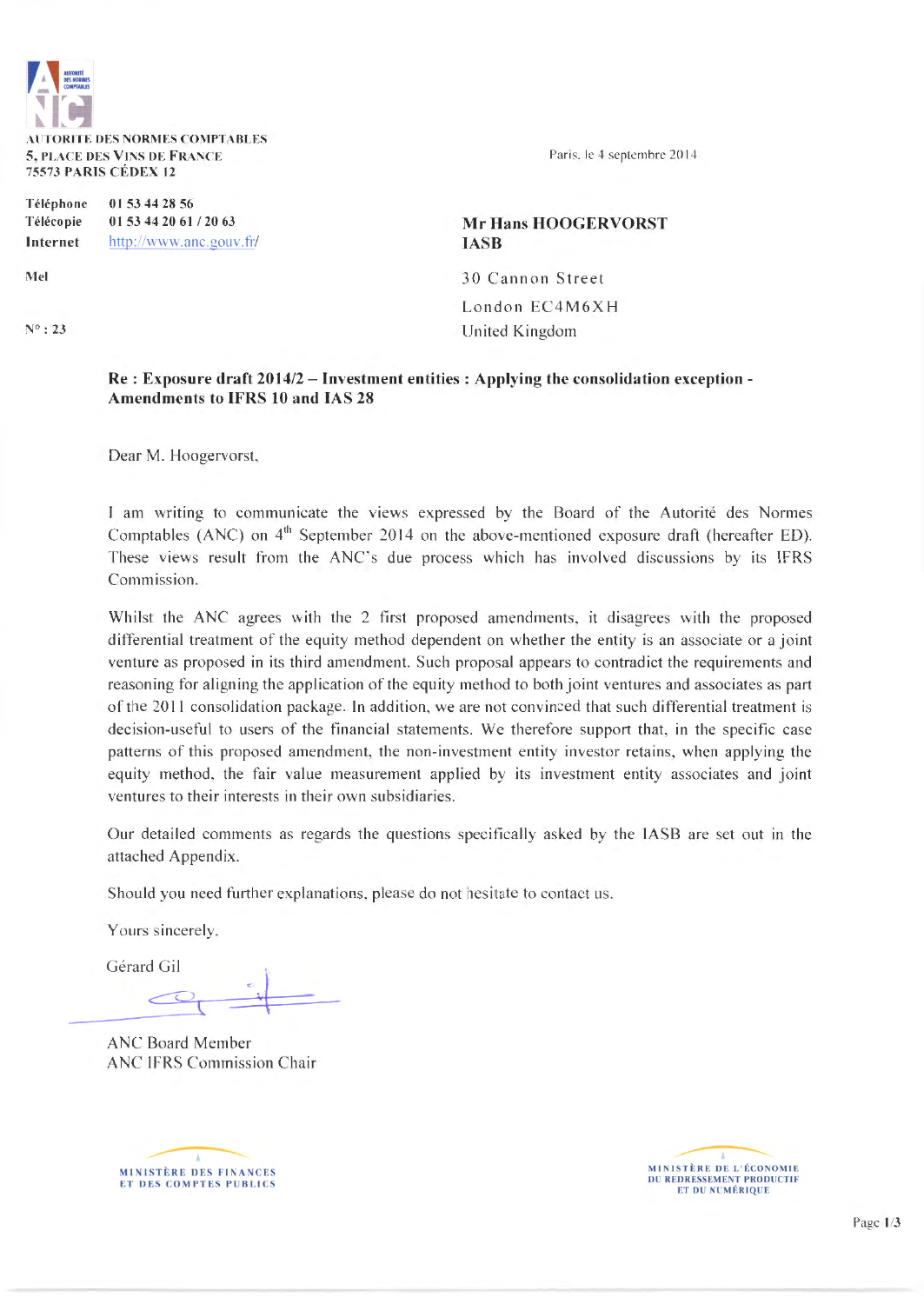AUTORITE DES NORMES COMPTABLES
5, PLACE DES VINS DE FRANCE
75573 PARIS CÉDEX 12

Téléphone 01 53 44 28 56
Télécopie 01 53 44 20 61 / 20 63
Internet http://www.anc.gouv.fr/

Mel

N° : 23

Paris, le 4 septembre 2014

**Mr Hans HOOGERVORST**
**IASB**
30 Cannon Street
London EC4M6XH
United Kingdom

**Re : Exposure draft 2014/2 – Investment entities : Applying the consolidation exception - Amendments to IFRS 10 and IAS 28**

Dear M. Hoogervorst,

I am writing to communicate the views expressed by the Board of the Autorité des Normes Comptables (ANC) on 4th September 2014 on the above-mentioned exposure draft (hereafter ED). These views result from the ANC's due process which has involved discussions by its IFRS Commission.

Whilst the ANC agrees with the 2 first proposed amendments, it disagrees with the proposed differential treatment of the equity method dependent on whether the entity is an associate or a joint venture as proposed in its third amendment. Such proposal appears to contradict the requirements and reasoning for aligning the application of the equity method to both joint ventures and associates as part of the 2011 consolidation package. In addition, we are not convinced that such differential treatment is decision-useful to users of the financial statements. We therefore support that, in the specific case patterns of this proposed amendment, the non-investment entity investor retains, when applying the equity method, the fair value measurement applied by its investment entity associates and joint ventures to their interests in their own subsidiaries.

Our detailed comments as regards the questions specifically asked by the IASB are set out in the attached Appendix.

Should you need further explanations, please do not hesitate to contact us.

Yours sincerely,

Gérard Gil

ANC Board Member
ANC IFRS Commission Chair

MINISTÈRE DES FINANCES ET DES COMPTES PUBLICS

MINISTÈRE DE L'ÉCONOMIE DU REDRESSEMENT PRODUCTIF ET DU NUMÉRIQUE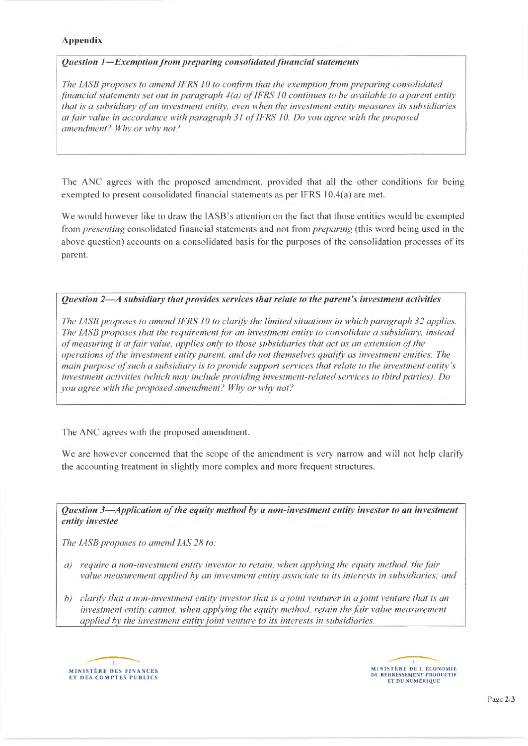## Appendix

***Question 1—Exemption from preparing consolidated financial statements***

*The IASB proposes to amend IFRS 10 to confirm that the exemption from preparing consolidated financial statements set out in paragraph 4(a) of IFRS 10 continues to be available to a parent entity that is a subsidiary of an investment entity, even when the investment entity measures its subsidiaries at fair value in accordance with paragraph 31 of IFRS 10. Do you agree with the proposed amendment? Why or why not?*

The ANC agrees with the proposed amendment, provided that all the other conditions for being exempted to present consolidated financial statements as per IFRS 10.4(a) are met.

We would however like to draw the IASB's attention on the fact that those entities would be exempted from *presenting* consolidated financial statements and not from *preparing* (this word being used in the above question) accounts on a consolidated basis for the purposes of the consolidation processes of its parent.

***Question 2—A subsidiary that provides services that relate to the parent's investment activities***

*The IASB proposes to amend IFRS 10 to clarify the limited situations in which paragraph 32 applies. The IASB proposes that the requirement for an investment entity to consolidate a subsidiary, instead of measuring it at fair value, applies only to those subsidiaries that act as an extension of the operations of the investment entity parent, and do not themselves qualify as investment entities. The main purpose of such a subsidiary is to provide support services that relate to the investment entity's investment activities (which may include providing investment-related services to third parties). Do you agree with the proposed amendment? Why or why not?*

The ANC agrees with the proposed amendment.

We are however concerned that the scope of the amendment is very narrow and will not help clarify the accounting treatment in slightly more complex and more frequent structures.

***Question 3—Application of the equity method by a non-investment entity investor to an investment entity investee***

*The IASB proposes to amend IAS 28 to:*

*a) require a non-investment entity investor to retain, when applying the equity method, the fair value measurement applied by an investment entity associate to its interests in subsidiaries; and*

*b) clarify that a non-investment entity investor that is a joint venturer in a joint venture that is an investment entity cannot, when applying the equity method, retain the fair value measurement applied by the investment entity joint venture to its interests in subsidiaries.*

MINISTÈRE DES FINANCES ET DES COMPTES PUBLICS

MINISTÈRE DE L'ÉCONOMIE DU REDRESSEMENT PRODUCTIF ET DU NUMÉRIQUE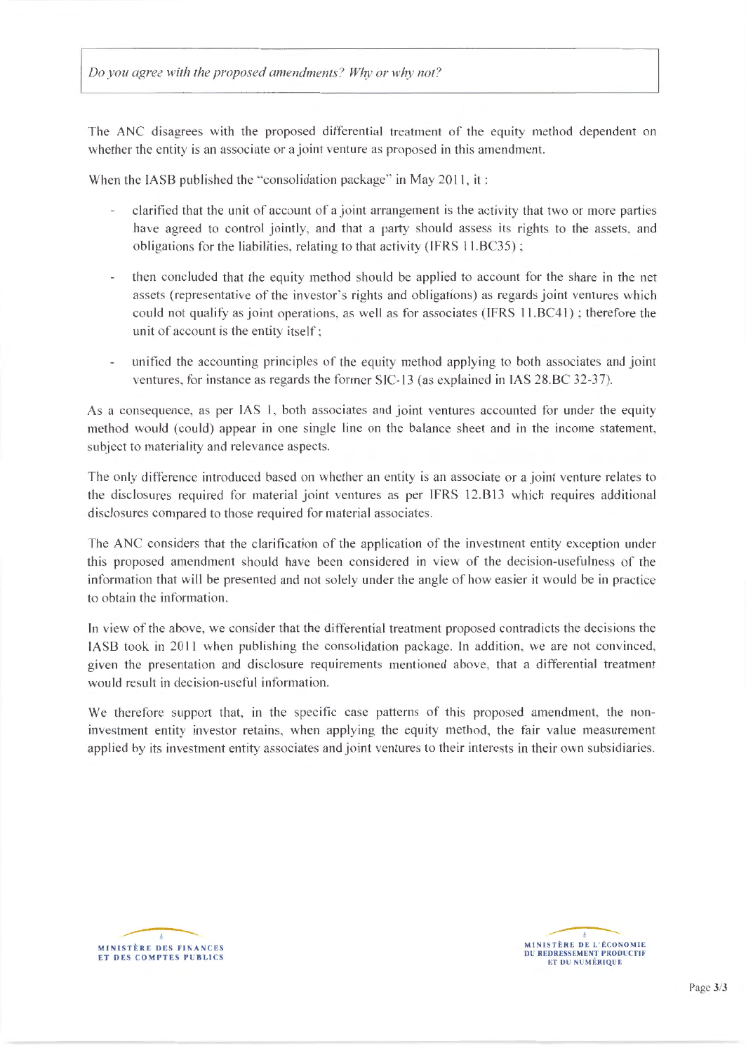*Do you agree with the proposed amendments? Why or why not?*

The ANC disagrees with the proposed differential treatment of the equity method dependent on whether the entity is an associate or a joint venture as proposed in this amendment.

When the IASB published the "consolidation package" in May 2011, it :

- clarified that the unit of account of a joint arrangement is the activity that two or more parties have agreed to control jointly, and that a party should assess its rights to the assets, and obligations for the liabilities, relating to that activity (IFRS 11.BC35) ;
- then concluded that the equity method should be applied to account for the share in the net assets (representative of the investor's rights and obligations) as regards joint ventures which could not qualify as joint operations, as well as for associates (IFRS 11.BC41) ; therefore the unit of account is the entity itself ;
- unified the accounting principles of the equity method applying to both associates and joint ventures, for instance as regards the former SIC-13 (as explained in IAS 28.BC 32-37).

As a consequence, as per IAS 1, both associates and joint ventures accounted for under the equity method would (could) appear in one single line on the balance sheet and in the income statement, subject to materiality and relevance aspects.

The only difference introduced based on whether an entity is an associate or a joint venture relates to the disclosures required for material joint ventures as per IFRS 12.B13 which requires additional disclosures compared to those required for material associates.

The ANC considers that the clarification of the application of the investment entity exception under this proposed amendment should have been considered in view of the decision-usefulness of the information that will be presented and not solely under the angle of how easier it would be in practice to obtain the information.

In view of the above, we consider that the differential treatment proposed contradicts the decisions the IASB took in 2011 when publishing the consolidation package. In addition, we are not convinced, given the presentation and disclosure requirements mentioned above, that a differential treatment would result in decision-useful information.

We therefore support that, in the specific case patterns of this proposed amendment, the non-investment entity investor retains, when applying the equity method, the fair value measurement applied by its investment entity associates and joint ventures to their interests in their own subsidiaries.

MINISTÈRE DES FINANCES ET DES COMPTES PUBLICS

MINISTÈRE DE L'ÉCONOMIE DU REDRESSEMENT PRODUCTIF ET DU NUMÉRIQUE